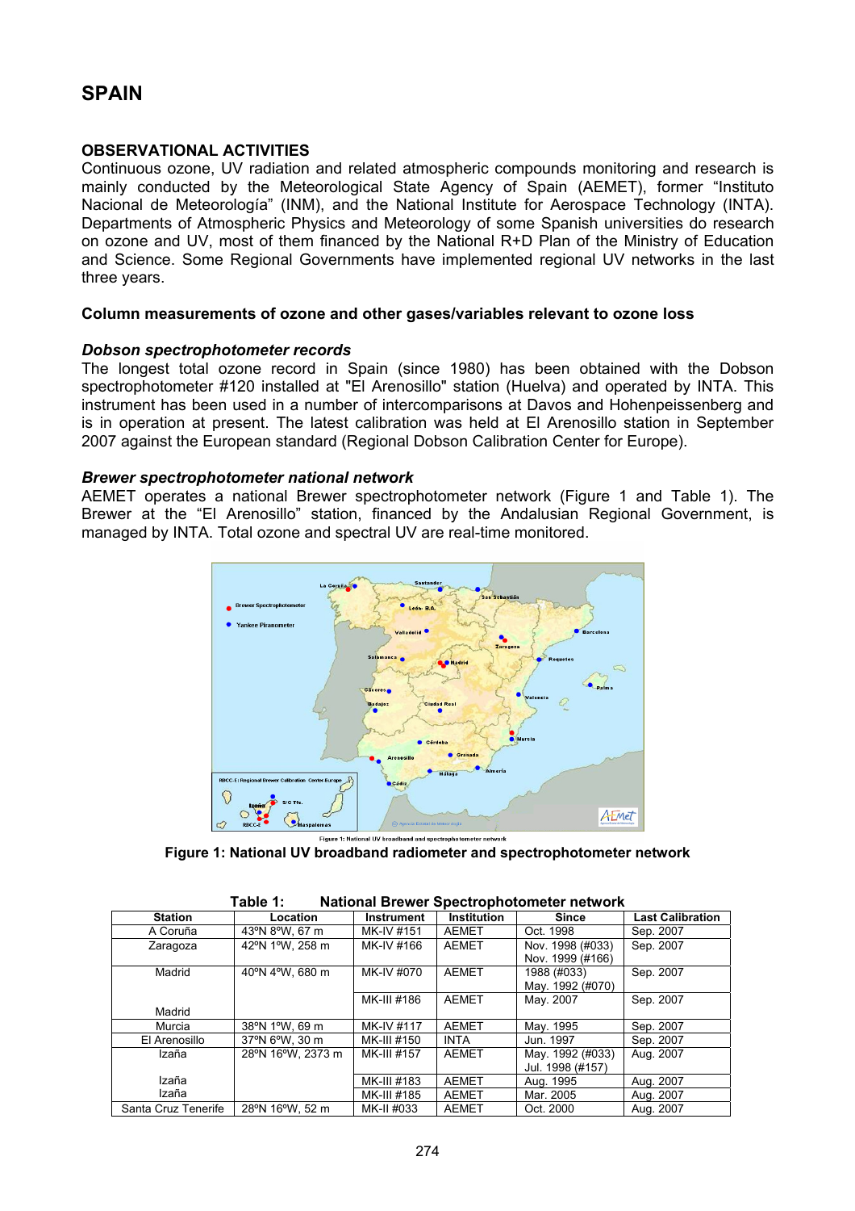# SPAIN

## OBSERVATIONAL ACTIVITIES

Continuous ozone, UV radiation and related atmospheric compounds monitoring and research is mainly conducted by the Meteorological State Agency of Spain (AEMET), former "Instituto Nacional de Meteorología" (INM), and the National Institute for Aerospace Technology (INTA). Departments of Atmospheric Physics and Meteorology of some Spanish universities do research on ozone and UV, most of them financed by the National R+D Plan of the Ministry of Education and Science. Some Regional Governments have implemented regional UV networks in the last three years.

### Column measurements of ozone and other gases/variables relevant to ozone loss

#### *Dobson spectrophotometer records*

The longest total ozone record in Spain (since 1980) has been obtained with the Dobson spectrophotometer #120 installed at "El Arenosillo" station (Huelva) and operated by INTA. This instrument has been used in a number of intercomparisons at Davos and Hohenpeissenberg and is in operation at present. The latest calibration was held at El Arenosillo station in September 2007 against the European standard (Regional Dobson Calibration Center for Europe).

#### *Brewer spectrophotometer national network*

AEMET operates a national Brewer spectrophotometer network (Figure 1 and Table 1). The Brewer at the "El Arenosillo" station, financed by the Andalusian Regional Government, is managed by INTA. Total ozone and spectral UV are real-time monitored.

**Figure 1: National UV broadband radiometer and spectrophotometer network**

**Table 1: National Brewer Spectrophotometer network**

| Station | Location | Instrument | Institution | Since | Last Calibration |
|---|---|---|---|---|---|
| A Coruña | 43ºN 8ºW, 67 m | MK-IV #151 | AEMET | Oct. 1998 | Sep. 2007 |
| Zaragoza | 42ºN 1ºW, 258 m | MK-IV #166 | AEMET | Nov. 1998 (#033) Nov. 1999 (#166) | Sep. 2007 |
| Madrid | 40ºN 4ºW, 680 m | MK-IV #070 | AEMET | 1988 (#033) May. 1992 (#070) | Sep. 2007 |
| Madrid | | MK-III #186 | AEMET | May. 2007 | Sep. 2007 |
| Murcia | 38ºN 1ºW, 69 m | MK-IV #117 | AEMET | May. 1995 | Sep. 2007 |
| El Arenosillo | 37ºN 6ºW, 30 m | MK-III #150 | INTA | Jun. 1997 | Sep. 2007 |
| Izaña | 28ºN 16ºW, 2373 m | MK-III #157 | AEMET | May. 1992 (#033) Jul. 1998 (#157) | Aug. 2007 |
| Izaña | | MK-III #183 | AEMET | Aug. 1995 | Aug. 2007 |
| Izaña | | MK-III #185 | AEMET | Mar. 2005 | Aug. 2007 |
| Santa Cruz Tenerife | 28ºN 16ºW, 52 m | MK-II #033 | AEMET | Oct. 2000 | Aug. 2007 |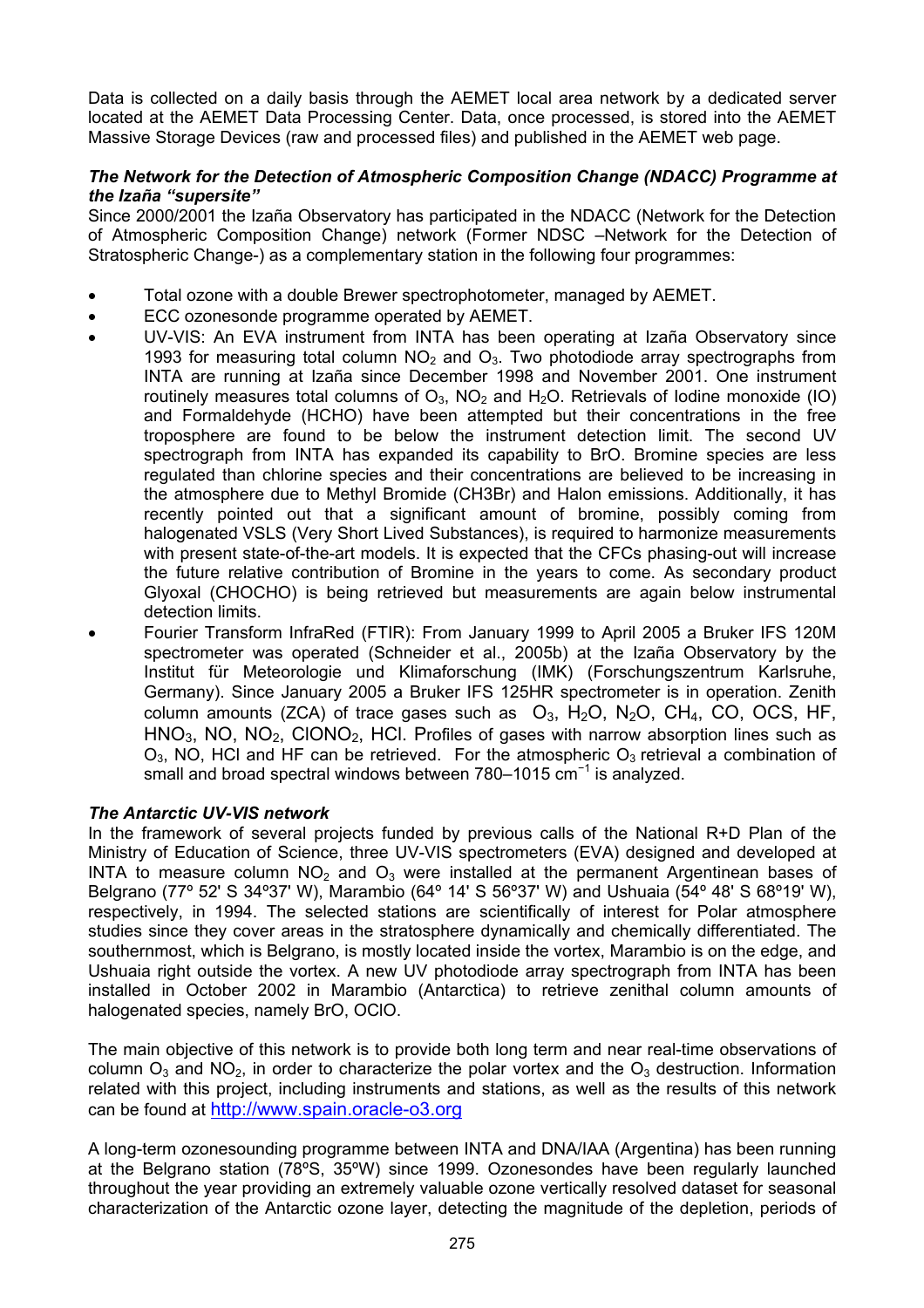Data is collected on a daily basis through the AEMET local area network by a dedicated server located at the AEMET Data Processing Center. Data, once processed, is stored into the AEMET Massive Storage Devices (raw and processed files) and published in the AEMET web page.

***The Network for the Detection of Atmospheric Composition Change (NDACC) Programme at the Izaña "supersite"***

Since 2000/2001 the Izaña Observatory has participated in the NDACC (Network for the Detection of Atmospheric Composition Change) network (Former NDSC –Network for the Detection of Stratospheric Change-) as a complementary station in the following four programmes:

- Total ozone with a double Brewer spectrophotometer, managed by AEMET.
- ECC ozonesonde programme operated by AEMET.
- UV-VIS: An EVA instrument from INTA has been operating at Izaña Observatory since 1993 for measuring total column $NO_2$ and $O_3$. Two photodiode array spectrographs from INTA are running at Izaña since December 1998 and November 2001. One instrument routinely measures total columns of $O_3$, $NO_2$ and $H_2O$. Retrievals of Iodine monoxide (IO) and Formaldehyde (HCHO) have been attempted but their concentrations in the free troposphere are found to be below the instrument detection limit. The second UV spectrograph from INTA has expanded its capability to BrO. Bromine species are less regulated than chlorine species and their concentrations are believed to be increasing in the atmosphere due to Methyl Bromide (CH3Br) and Halon emissions. Additionally, it has recently pointed out that a significant amount of bromine, possibly coming from halogenated VSLS (Very Short Lived Substances), is required to harmonize measurements with present state-of-the-art models. It is expected that the CFCs phasing-out will increase the future relative contribution of Bromine in the years to come. As secondary product Glyoxal (CHOCHO) is being retrieved but measurements are again below instrumental detection limits.
- Fourier Transform InfraRed (FTIR): From January 1999 to April 2005 a Bruker IFS 120M spectrometer was operated (Schneider et al., 2005b) at the Izaña Observatory by the Institut für Meteorologie und Klimaforschung (IMK) (Forschungszentrum Karlsruhe, Germany). Since January 2005 a Bruker IFS 125HR spectrometer is in operation. Zenith column amounts (ZCA) of trace gases such as $O_3$, $H_2O$, $N_2O$, $CH_4$, CO, OCS, HF, $HNO_3$, NO, $NO_2$, $ClONO_2$, HCl. Profiles of gases with narrow absorption lines such as $O_3$, NO, HCl and HF can be retrieved. For the atmospheric $O_3$ retrieval a combination of small and broad spectral windows between 780–1015 $cm^{-1}$ is analyzed.

***The Antarctic UV-VIS network***

In the framework of several projects funded by previous calls of the National R+D Plan of the Ministry of Education of Science, three UV-VIS spectrometers (EVA) designed and developed at INTA to measure column $NO_2$ and $O_3$ were installed at the permanent Argentinean bases of Belgrano (77º 52' S 34º37' W), Marambio (64º 14' S 56º37' W) and Ushuaia (54º 48' S 68º19' W), respectively, in 1994. The selected stations are scientifically of interest for Polar atmosphere studies since they cover areas in the stratosphere dynamically and chemically differentiated. The southernmost, which is Belgrano, is mostly located inside the vortex, Marambio is on the edge, and Ushuaia right outside the vortex. A new UV photodiode array spectrograph from INTA has been installed in October 2002 in Marambio (Antarctica) to retrieve zenithal column amounts of halogenated species, namely BrO, OClO.

The main objective of this network is to provide both long term and near real-time observations of column $O_3$ and $NO_2$, in order to characterize the polar vortex and the $O_3$ destruction. Information related with this project, including instruments and stations, as well as the results of this network can be found at http://www.spain.oracle-o3.org

A long-term ozonesounding programme between INTA and DNA/IAA (Argentina) has been running at the Belgrano station (78ºS, 35ºW) since 1999. Ozonesondes have been regularly launched throughout the year providing an extremely valuable ozone vertically resolved dataset for seasonal characterization of the Antarctic ozone layer, detecting the magnitude of the depletion, periods of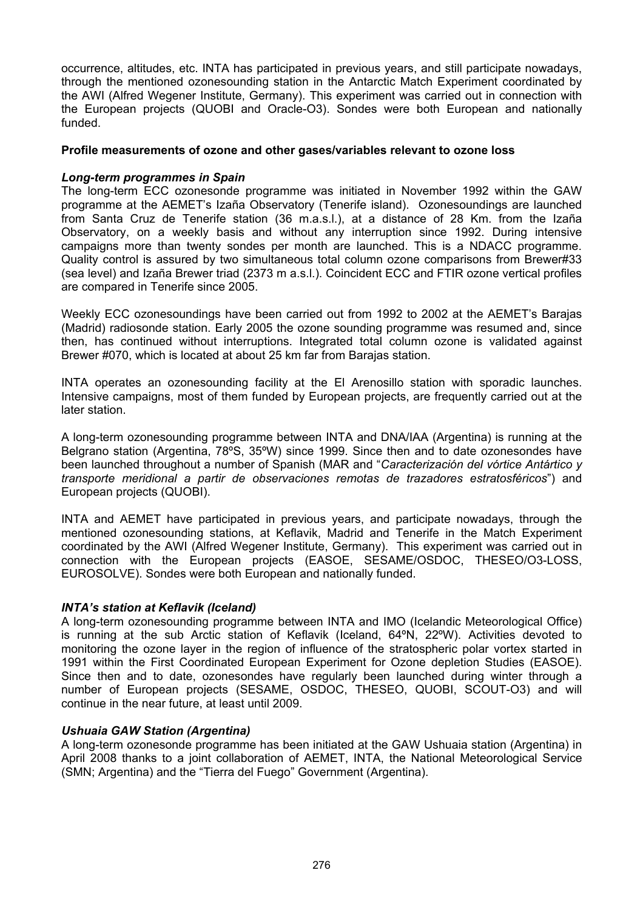occurrence, altitudes, etc. INTA has participated in previous years, and still participate nowadays, through the mentioned ozonesounding station in the Antarctic Match Experiment coordinated by the AWI (Alfred Wegener Institute, Germany). This experiment was carried out in connection with the European projects (QUOBI and Oracle-O3). Sondes were both European and nationally funded.

**Profile measurements of ozone and other gases/variables relevant to ozone loss**

***Long-term programmes in Spain***

The long-term ECC ozonesonde programme was initiated in November 1992 within the GAW programme at the AEMET's Izaña Observatory (Tenerife island). Ozonesoundings are launched from Santa Cruz de Tenerife station (36 m.a.s.l.), at a distance of 28 Km. from the Izaña Observatory, on a weekly basis and without any interruption since 1992. During intensive campaigns more than twenty sondes per month are launched. This is a NDACC programme. Quality control is assured by two simultaneous total column ozone comparisons from Brewer#33 (sea level) and Izaña Brewer triad (2373 m a.s.l.). Coincident ECC and FTIR ozone vertical profiles are compared in Tenerife since 2005.

Weekly ECC ozonesoundings have been carried out from 1992 to 2002 at the AEMET's Barajas (Madrid) radiosonde station. Early 2005 the ozone sounding programme was resumed and, since then, has continued without interruptions. Integrated total column ozone is validated against Brewer #070, which is located at about 25 km far from Barajas station.

INTA operates an ozonesounding facility at the El Arenosillo station with sporadic launches. Intensive campaigns, most of them funded by European projects, are frequently carried out at the later station.

A long-term ozonesounding programme between INTA and DNA/IAA (Argentina) is running at the Belgrano station (Argentina, 78ºS, 35ºW) since 1999. Since then and to date ozonesondes have been launched throughout a number of Spanish (MAR and "*Caracterización del vórtice Antártico y transporte meridional a partir de observaciones remotas de trazadores estratosféricos*") and European projects (QUOBI).

INTA and AEMET have participated in previous years, and participate nowadays, through the mentioned ozonesounding stations, at Keflavik, Madrid and Tenerife in the Match Experiment coordinated by the AWI (Alfred Wegener Institute, Germany). This experiment was carried out in connection with the European projects (EASOE, SESAME/OSDOC, THESEO/O3-LOSS, EUROSOLVE). Sondes were both European and nationally funded.

***INTA's station at Keflavik (Iceland)***

A long-term ozonesounding programme between INTA and IMO (Icelandic Meteorological Office) is running at the sub Arctic station of Keflavik (Iceland, 64ºN, 22ºW). Activities devoted to monitoring the ozone layer in the region of influence of the stratospheric polar vortex started in 1991 within the First Coordinated European Experiment for Ozone depletion Studies (EASOE). Since then and to date, ozonesondes have regularly been launched during winter through a number of European projects (SESAME, OSDOC, THESEO, QUOBI, SCOUT-O3) and will continue in the near future, at least until 2009.

***Ushuaia GAW Station (Argentina)***

A long-term ozonesonde programme has been initiated at the GAW Ushuaia station (Argentina) in April 2008 thanks to a joint collaboration of AEMET, INTA, the National Meteorological Service (SMN; Argentina) and the "Tierra del Fuego" Government (Argentina).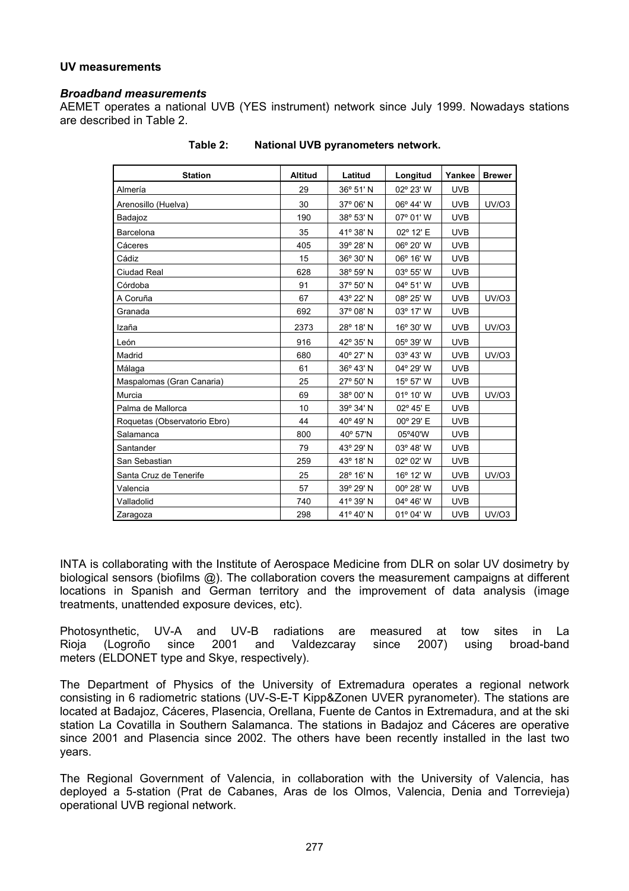### UV measurements

#### *Broadband measurements*

AEMET operates a national UVB (YES instrument) network since July 1999. Nowadays stations are described in Table 2.

**Table 2: National UVB pyranometers network.**

| Station | Altitud | Latitud | Longitud | Yankee | Brewer |
|---|---|---|---|---|---|
| Almería | 29 | 36º 51' N | 02º 23' W | UVB | |
| Arenosillo (Huelva) | 30 | 37º 06' N | 06º 44' W | UVB | UV/O3 |
| Badajoz | 190 | 38º 53' N | 07º 01' W | UVB | |
| Barcelona | 35 | 41º 38' N | 02º 12' E | UVB | |
| Cáceres | 405 | 39º 28' N | 06º 20' W | UVB | |
| Cádiz | 15 | 36º 30' N | 06º 16' W | UVB | |
| Ciudad Real | 628 | 38º 59' N | 03º 55' W | UVB | |
| Córdoba | 91 | 37º 50' N | 04º 51' W | UVB | |
| A Coruña | 67 | 43º 22' N | 08º 25' W | UVB | UV/O3 |
| Granada | 692 | 37º 08' N | 03º 17' W | UVB | |
| Izaña | 2373 | 28º 18' N | 16º 30' W | UVB | UV/O3 |
| León | 916 | 42º 35' N | 05º 39' W | UVB | |
| Madrid | 680 | 40º 27' N | 03º 43' W | UVB | UV/O3 |
| Málaga | 61 | 36º 43' N | 04º 29' W | UVB | |
| Maspalomas (Gran Canaria) | 25 | 27º 50' N | 15º 57' W | UVB | |
| Murcia | 69 | 38º 00' N | 01º 10' W | UVB | UV/O3 |
| Palma de Mallorca | 10 | 39º 34' N | 02º 45' E | UVB | |
| Roquetas (Observatorio Ebro) | 44 | 40º 49' N | 00º 29' E | UVB | |
| Salamanca | 800 | 40º 57'N | 05º40'W | UVB | |
| Santander | 79 | 43º 29' N | 03º 48' W | UVB | |
| San Sebastian | 259 | 43º 18' N | 02º 02' W | UVB | |
| Santa Cruz de Tenerife | 25 | 28º 16' N | 16º 12' W | UVB | UV/O3 |
| Valencia | 57 | 39º 29' N | 00º 28' W | UVB | |
| Valladolid | 740 | 41º 39' N | 04º 46' W | UVB | |
| Zaragoza | 298 | 41º 40' N | 01º 04' W | UVB | UV/O3 |

INTA is collaborating with the Institute of Aerospace Medicine from DLR on solar UV dosimetry by biological sensors (biofilms @). The collaboration covers the measurement campaigns at different locations in Spanish and German territory and the improvement of data analysis (image treatments, unattended exposure devices, etc).

Photosynthetic, UV-A and UV-B radiations are measured at tow sites in La Rioja (Logroño since 2001 and Valdezcaray since 2007) using broad-band meters (ELDONET type and Skye, respectively).

The Department of Physics of the University of Extremadura operates a regional network consisting in 6 radiometric stations (UV-S-E-T Kipp&Zonen UVER pyranometer). The stations are located at Badajoz, Cáceres, Plasencia, Orellana, Fuente de Cantos in Extremadura, and at the ski station La Covatilla in Southern Salamanca. The stations in Badajoz and Cáceres are operative since 2001 and Plasencia since 2002. The others have been recently installed in the last two years.

The Regional Government of Valencia, in collaboration with the University of Valencia, has deployed a 5-station (Prat de Cabanes, Aras de los Olmos, Valencia, Denia and Torrevieja) operational UVB regional network.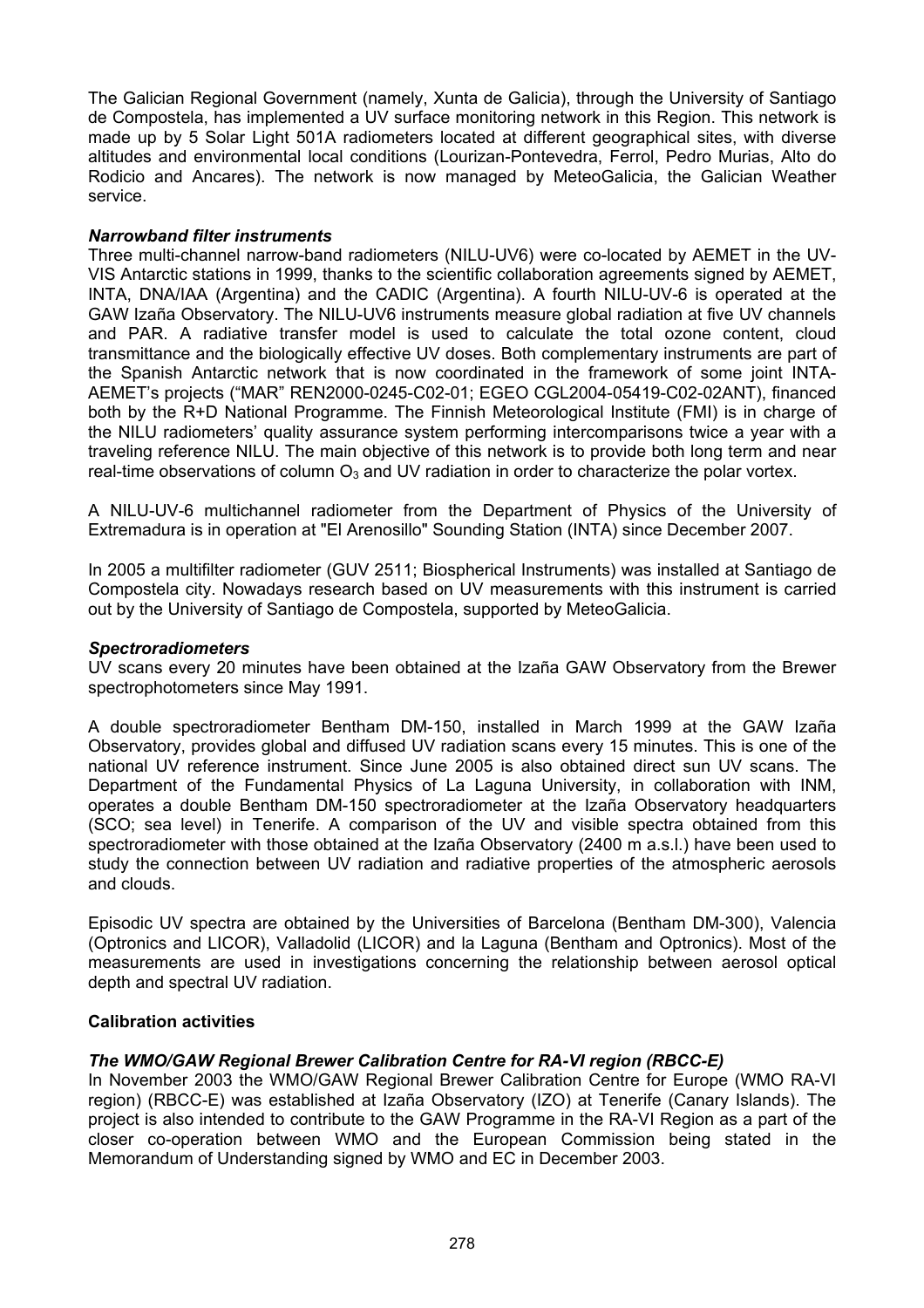The Galician Regional Government (namely, Xunta de Galicia), through the University of Santiago de Compostela, has implemented a UV surface monitoring network in this Region. This network is made up by 5 Solar Light 501A radiometers located at different geographical sites, with diverse altitudes and environmental local conditions (Lourizan-Pontevedra, Ferrol, Pedro Murias, Alto do Rodicio and Ancares). The network is now managed by MeteoGalicia, the Galician Weather service.

***Narrowband filter instruments***

Three multi-channel narrow-band radiometers (NILU-UV6) were co-located by AEMET in the UV-VIS Antarctic stations in 1999, thanks to the scientific collaboration agreements signed by AEMET, INTA, DNA/IAA (Argentina) and the CADIC (Argentina). A fourth NILU-UV-6 is operated at the GAW Izaña Observatory. The NILU-UV6 instruments measure global radiation at five UV channels and PAR. A radiative transfer model is used to calculate the total ozone content, cloud transmittance and the biologically effective UV doses. Both complementary instruments are part of the Spanish Antarctic network that is now coordinated in the framework of some joint INTA-AEMET's projects ("MAR" REN2000-0245-C02-01; EGEO CGL2004-05419-C02-02ANT), financed both by the R+D National Programme. The Finnish Meteorological Institute (FMI) is in charge of the NILU radiometers' quality assurance system performing intercomparisons twice a year with a traveling reference NILU. The main objective of this network is to provide both long term and near real-time observations of column $O_3$ and UV radiation in order to characterize the polar vortex.

A NILU-UV-6 multichannel radiometer from the Department of Physics of the University of Extremadura is in operation at "El Arenosillo" Sounding Station (INTA) since December 2007.

In 2005 a multifilter radiometer (GUV 2511; Biospherical Instruments) was installed at Santiago de Compostela city. Nowadays research based on UV measurements with this instrument is carried out by the University of Santiago de Compostela, supported by MeteoGalicia.

***Spectroradiometers***

UV scans every 20 minutes have been obtained at the Izaña GAW Observatory from the Brewer spectrophotometers since May 1991.

A double spectroradiometer Bentham DM-150, installed in March 1999 at the GAW Izaña Observatory, provides global and diffused UV radiation scans every 15 minutes. This is one of the national UV reference instrument. Since June 2005 is also obtained direct sun UV scans. The Department of the Fundamental Physics of La Laguna University, in collaboration with INM, operates a double Bentham DM-150 spectroradiometer at the Izaña Observatory headquarters (SCO; sea level) in Tenerife. A comparison of the UV and visible spectra obtained from this spectroradiometer with those obtained at the Izaña Observatory (2400 m a.s.l.) have been used to study the connection between UV radiation and radiative properties of the atmospheric aerosols and clouds.

Episodic UV spectra are obtained by the Universities of Barcelona (Bentham DM-300), Valencia (Optronics and LICOR), Valladolid (LICOR) and la Laguna (Bentham and Optronics). Most of the measurements are used in investigations concerning the relationship between aerosol optical depth and spectral UV radiation.

**Calibration activities**

***The WMO/GAW Regional Brewer Calibration Centre for RA-VI region (RBCC-E)***

In November 2003 the WMO/GAW Regional Brewer Calibration Centre for Europe (WMO RA-VI region) (RBCC-E) was established at Izaña Observatory (IZO) at Tenerife (Canary Islands). The project is also intended to contribute to the GAW Programme in the RA-VI Region as a part of the closer co-operation between WMO and the European Commission being stated in the Memorandum of Understanding signed by WMO and EC in December 2003.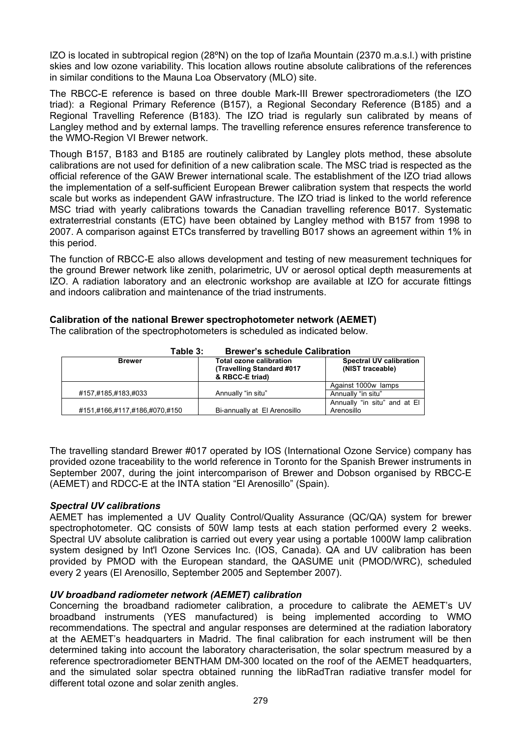IZO is located in subtropical region (28ºN) on the top of Izaña Mountain (2370 m.a.s.l.) with pristine skies and low ozone variability. This location allows routine absolute calibrations of the references in similar conditions to the Mauna Loa Observatory (MLO) site.

The RBCC-E reference is based on three double Mark-III Brewer spectroradiometers (the IZO triad): a Regional Primary Reference (B157), a Regional Secondary Reference (B185) and a Regional Travelling Reference (B183). The IZO triad is regularly sun calibrated by means of Langley method and by external lamps. The travelling reference ensures reference transference to the WMO-Region VI Brewer network.

Though B157, B183 and B185 are routinely calibrated by Langley plots method, these absolute calibrations are not used for definition of a new calibration scale. The MSC triad is respected as the official reference of the GAW Brewer international scale. The establishment of the IZO triad allows the implementation of a self-sufficient European Brewer calibration system that respects the world scale but works as independent GAW infrastructure. The IZO triad is linked to the world reference MSC triad with yearly calibrations towards the Canadian travelling reference B017. Systematic extraterrestrial constants (ETC) have been obtained by Langley method with B157 from 1998 to 2007. A comparison against ETCs transferred by travelling B017 shows an agreement within 1% in this period.

The function of RBCC-E also allows development and testing of new measurement techniques for the ground Brewer network like zenith, polarimetric, UV or aerosol optical depth measurements at IZO. A radiation laboratory and an electronic workshop are available at IZO for accurate fittings and indoors calibration and maintenance of the triad instruments.

**Calibration of the national Brewer spectrophotometer network (AEMET)**

The calibration of the spectrophotometers is scheduled as indicated below.

**Table 3: Brewer's schedule Calibration**

| Brewer | Total ozone calibration (Travelling Standard #017 & RBCC-E triad) | Spectral UV calibration (NIST traceable) |
|---|---|---|
| #157,#185,#183,#033 | Annually "in situ" | Against 1000w lamps<br>Annually "in situ" |
| #151,#166,#117,#186,#070,#150 | Bi-annually at El Arenosillo | Annually "in situ" and at El Arenosillo |

The travelling standard Brewer #017 operated by IOS (International Ozone Service) company has provided ozone traceability to the world reference in Toronto for the Spanish Brewer instruments in September 2007, during the joint intercomparison of Brewer and Dobson organised by RBCC-E (AEMET) and RDCC-E at the INTA station "El Arenosillo" (Spain).

***Spectral UV calibrations***

AEMET has implemented a UV Quality Control/Quality Assurance (QC/QA) system for brewer spectrophotometer. QC consists of 50W lamp tests at each station performed every 2 weeks. Spectral UV absolute calibration is carried out every year using a portable 1000W lamp calibration system designed by Int'l Ozone Services Inc. (IOS, Canada). QA and UV calibration has been provided by PMOD with the European standard, the QASUME unit (PMOD/WRC), scheduled every 2 years (El Arenosillo, September 2005 and September 2007).

***UV broadband radiometer network (AEMET) calibration***

Concerning the broadband radiometer calibration, a procedure to calibrate the AEMET's UV broadband instruments (YES manufactured) is being implemented according to WMO recommendations. The spectral and angular responses are determined at the radiation laboratory at the AEMET's headquarters in Madrid. The final calibration for each instrument will be then determined taking into account the laboratory characterisation, the solar spectrum measured by a reference spectroradiometer BENTHAM DM-300 located on the roof of the AEMET headquarters, and the simulated solar spectra obtained running the libRadTran radiative transfer model for different total ozone and solar zenith angles.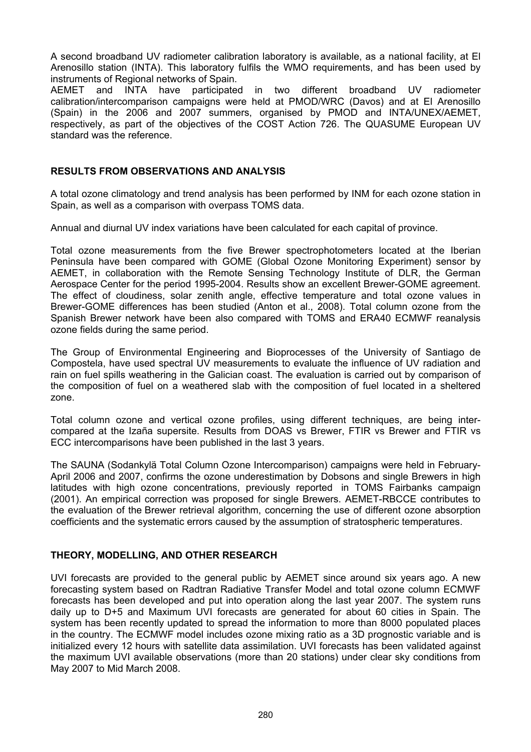A second broadband UV radiometer calibration laboratory is available, as a national facility, at El Arenosillo station (INTA). This laboratory fulfils the WMO requirements, and has been used by instruments of Regional networks of Spain.

AEMET and INTA have participated in two different broadband UV radiometer calibration/intercomparison campaigns were held at PMOD/WRC (Davos) and at El Arenosillo (Spain) in the 2006 and 2007 summers, organised by PMOD and INTA/UNEX/AEMET, respectively, as part of the objectives of the COST Action 726. The QUASUME European UV standard was the reference.

## RESULTS FROM OBSERVATIONS AND ANALYSIS

A total ozone climatology and trend analysis has been performed by INM for each ozone station in Spain, as well as a comparison with overpass TOMS data.

Annual and diurnal UV index variations have been calculated for each capital of province.

Total ozone measurements from the five Brewer spectrophotometers located at the Iberian Peninsula have been compared with GOME (Global Ozone Monitoring Experiment) sensor by AEMET, in collaboration with the Remote Sensing Technology Institute of DLR, the German Aerospace Center for the period 1995-2004. Results show an excellent Brewer-GOME agreement. The effect of cloudiness, solar zenith angle, effective temperature and total ozone values in Brewer-GOME differences has been studied (Anton et al., 2008). Total column ozone from the Spanish Brewer network have been also compared with TOMS and ERA40 ECMWF reanalysis ozone fields during the same period.

The Group of Environmental Engineering and Bioprocesses of the University of Santiago de Compostela, have used spectral UV measurements to evaluate the influence of UV radiation and rain on fuel spills weathering in the Galician coast. The evaluation is carried out by comparison of the composition of fuel on a weathered slab with the composition of fuel located in a sheltered zone.

Total column ozone and vertical ozone profiles, using different techniques, are being inter-compared at the Izaña supersite. Results from DOAS vs Brewer, FTIR vs Brewer and FTIR vs ECC intercomparisons have been published in the last 3 years.

The SAUNA (Sodankylä Total Column Ozone Intercomparison) campaigns were held in February-April 2006 and 2007, confirms the ozone underestimation by Dobsons and single Brewers in high latitudes with high ozone concentrations, previously reported in TOMS Fairbanks campaign (2001). An empirical correction was proposed for single Brewers. AEMET-RBCCE contributes to the evaluation of the Brewer retrieval algorithm, concerning the use of different ozone absorption coefficients and the systematic errors caused by the assumption of stratospheric temperatures.

## THEORY, MODELLING, AND OTHER RESEARCH

UVI forecasts are provided to the general public by AEMET since around six years ago. A new forecasting system based on Radtran Radiative Transfer Model and total ozone column ECMWF forecasts has been developed and put into operation along the last year 2007. The system runs daily up to D+5 and Maximum UVI forecasts are generated for about 60 cities in Spain. The system has been recently updated to spread the information to more than 8000 populated places in the country. The ECMWF model includes ozone mixing ratio as a 3D prognostic variable and is initialized every 12 hours with satellite data assimilation. UVI forecasts has been validated against the maximum UVI available observations (more than 20 stations) under clear sky conditions from May 2007 to Mid March 2008.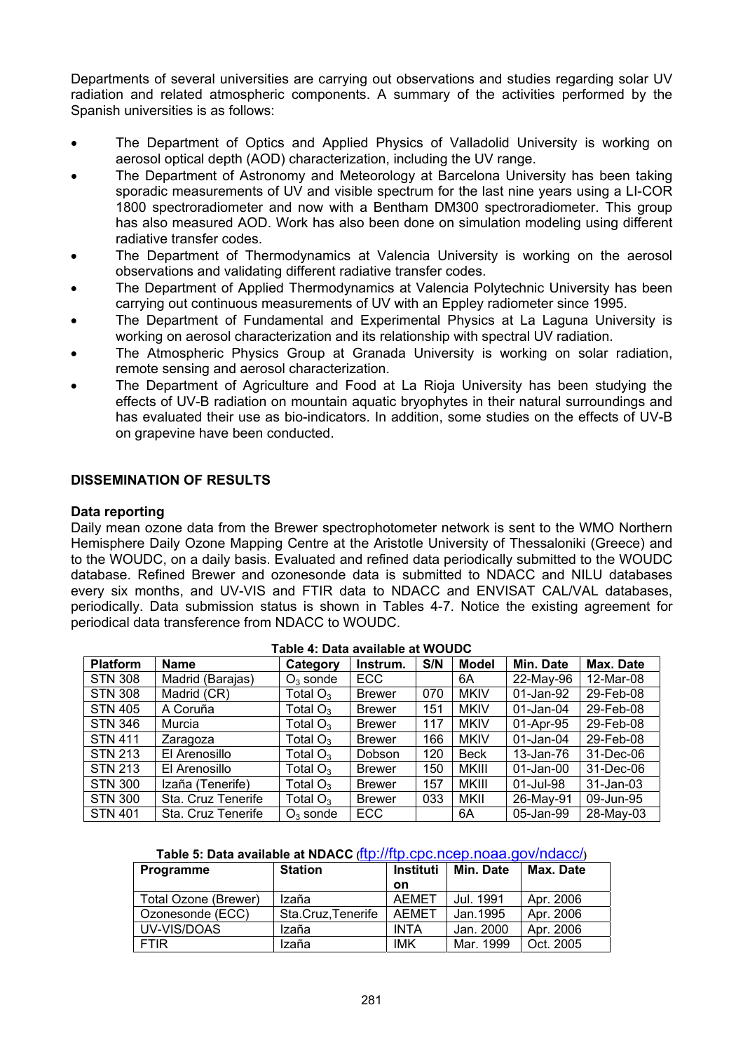Departments of several universities are carrying out observations and studies regarding solar UV radiation and related atmospheric components. A summary of the activities performed by the Spanish universities is as follows:

- The Department of Optics and Applied Physics of Valladolid University is working on aerosol optical depth (AOD) characterization, including the UV range.
- The Department of Astronomy and Meteorology at Barcelona University has been taking sporadic measurements of UV and visible spectrum for the last nine years using a LI-COR 1800 spectroradiometer and now with a Bentham DM300 spectroradiometer. This group has also measured AOD. Work has also been done on simulation modeling using different radiative transfer codes.
- The Department of Thermodynamics at Valencia University is working on the aerosol observations and validating different radiative transfer codes.
- The Department of Applied Thermodynamics at Valencia Polytechnic University has been carrying out continuous measurements of UV with an Eppley radiometer since 1995.
- The Department of Fundamental and Experimental Physics at La Laguna University is working on aerosol characterization and its relationship with spectral UV radiation.
- The Atmospheric Physics Group at Granada University is working on solar radiation, remote sensing and aerosol characterization.
- The Department of Agriculture and Food at La Rioja University has been studying the effects of UV-B radiation on mountain aquatic bryophytes in their natural surroundings and has evaluated their use as bio-indicators. In addition, some studies on the effects of UV-B on grapevine have been conducted.

## DISSEMINATION OF RESULTS

### Data reporting

Daily mean ozone data from the Brewer spectrophotometer network is sent to the WMO Northern Hemisphere Daily Ozone Mapping Centre at the Aristotle University of Thessaloniki (Greece) and to the WOUDC, on a daily basis. Evaluated and refined data periodically submitted to the WOUDC database. Refined Brewer and ozonesonde data is submitted to NDACC and NILU databases every six months, and UV-VIS and FTIR data to NDACC and ENVISAT CAL/VAL databases, periodically. Data submission status is shown in Tables 4-7. Notice the existing agreement for periodical data transference from NDACC to WOUDC.

**Table 4: Data available at WOUDC**

| Platform | Name | Category | Instrum. | S/N | Model | Min. Date | Max. Date |
|---|---|---|---|---|---|---|---|
| STN 308 | Madrid (Barajas) | $O_3$ sonde | ECC | | 6A | 22-May-96 | 12-Mar-08 |
| STN 308 | Madrid (CR) | Total $O_3$ | Brewer | 070 | MKIV | 01-Jan-92 | 29-Feb-08 |
| STN 405 | A Coruña | Total $O_3$ | Brewer | 151 | MKIV | 01-Jan-04 | 29-Feb-08 |
| STN 346 | Murcia | Total $O_3$ | Brewer | 117 | MKIV | 01-Apr-95 | 29-Feb-08 |
| STN 411 | Zaragoza | Total $O_3$ | Brewer | 166 | MKIV | 01-Jan-04 | 29-Feb-08 |
| STN 213 | El Arenosillo | Total $O_3$ | Dobson | 120 | Beck | 13-Jan-76 | 31-Dec-06 |
| STN 213 | El Arenosillo | Total $O_3$ | Brewer | 150 | MKIII | 01-Jan-00 | 31-Dec-06 |
| STN 300 | Izaña (Tenerife) | Total $O_3$ | Brewer | 157 | MKIII | 01-Jul-98 | 31-Jan-03 |
| STN 300 | Sta. Cruz Tenerife | Total $O_3$ | Brewer | 033 | MKII | 26-May-91 | 09-Jun-95 |
| STN 401 | Sta. Cruz Tenerife | $O_3$ sonde | ECC | | 6A | 05-Jan-99 | 28-May-03 |

**Table 5: Data available at NDACC** (ftp://ftp.cpc.ncep.noaa.gov/ndacc/)

| Programme | Station | Institution | Min. Date | Max. Date |
|---|---|---|---|---|
| Total Ozone (Brewer) | Izaña | AEMET | Jul. 1991 | Apr. 2006 |
| Ozonesonde (ECC) | Sta.Cruz,Tenerife | AEMET | Jan.1995 | Apr. 2006 |
| UV-VIS/DOAS | Izaña | INTA | Jan. 2000 | Apr. 2006 |
| FTIR | Izaña | IMK | Mar. 1999 | Oct. 2005 |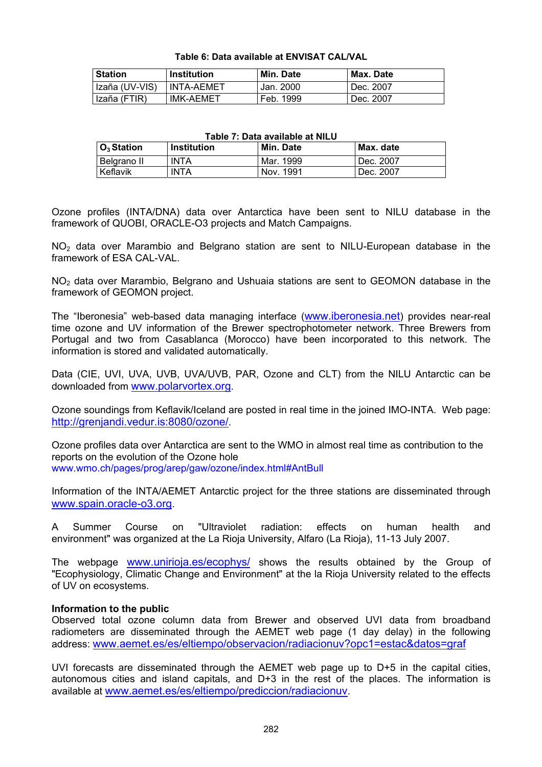**Table 6: Data available at ENVISAT CAL/VAL**

| Station | Institution | Min. Date | Max. Date |
|---|---|---|---|
| Izaña (UV-VIS) | INTA-AEMET | Jan. 2000 | Dec. 2007 |
| Izaña (FTIR) | IMK-AEMET | Feb. 1999 | Dec. 2007 |

**Table 7: Data available at NILU**

| $O_3$ Station | Institution | Min. Date | Max. date |
|---|---|---|---|
| Belgrano II | INTA | Mar. 1999 | Dec. 2007 |
| Keflavik | INTA | Nov. 1991 | Dec. 2007 |

Ozone profiles (INTA/DNA) data over Antarctica have been sent to NILU database in the framework of QUOBI, ORACLE-O3 projects and Match Campaigns.

$NO_2$ data over Marambio and Belgrano station are sent to NILU-European database in the framework of ESA CAL-VAL.

$NO_2$ data over Marambio, Belgrano and Ushuaia stations are sent to GEOMON database in the framework of GEOMON project.

The "Iberonesia" web-based data managing interface (www.iberonesia.net) provides near-real time ozone and UV information of the Brewer spectrophotometer network. Three Brewers from Portugal and two from Casablanca (Morocco) have been incorporated to this network. The information is stored and validated automatically.

Data (CIE, UVI, UVA, UVB, UVA/UVB, PAR, Ozone and CLT) from the NILU Antarctic can be downloaded from www.polarvortex.org.

Ozone soundings from Keflavik/Iceland are posted in real time in the joined IMO-INTA. Web page: http://grenjandi.vedur.is:8080/ozone/.

Ozone profiles data over Antarctica are sent to the WMO in almost real time as contribution to the reports on the evolution of the Ozone hole
www.wmo.ch/pages/prog/arep/gaw/ozone/index.html#AntBull

Information of the INTA/AEMET Antarctic project for the three stations are disseminated through www.spain.oracle-o3.org.

A Summer Course on "Ultraviolet radiation: effects on human health and environment" was organized at the La Rioja University, Alfaro (La Rioja), 11-13 July 2007.

The webpage www.unirioja.es/ecophys/ shows the results obtained by the Group of "Ecophysiology, Climatic Change and Environment" at the la Rioja University related to the effects of UV on ecosystems.

**Information to the public**

Observed total ozone column data from Brewer and observed UVI data from broadband radiometers are disseminated through the AEMET web page (1 day delay) in the following address: www.aemet.es/es/eltiempo/observacion/radiacionuv?opc1=estac&datos=graf

UVI forecasts are disseminated through the AEMET web page up to D+5 in the capital cities, autonomous cities and island capitals, and D+3 in the rest of the places. The information is available at www.aemet.es/es/eltiempo/prediccion/radiacionuv.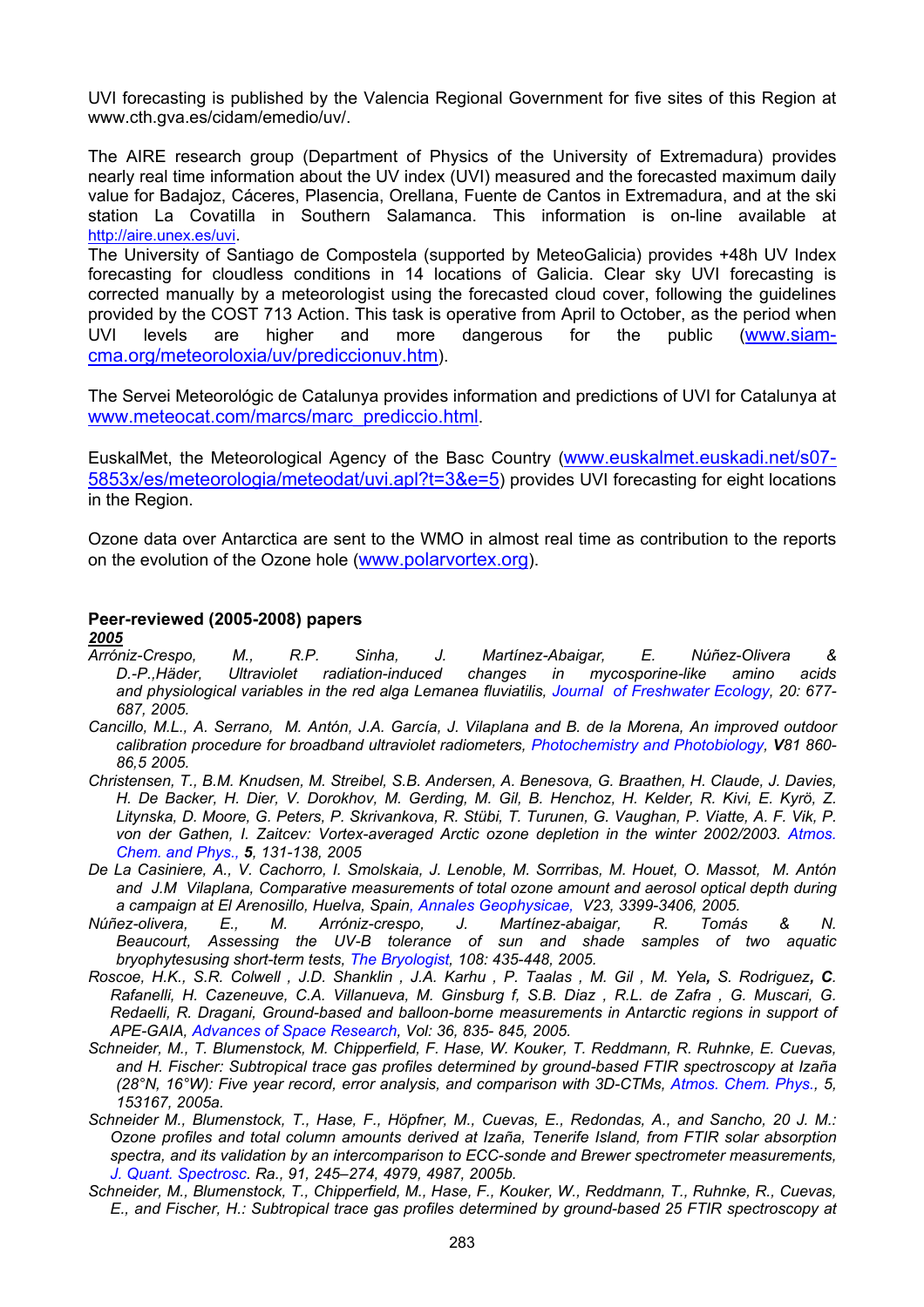UVI forecasting is published by the Valencia Regional Government for five sites of this Region at www.cth.gva.es/cidam/emedio/uv/.

The AIRE research group (Department of Physics of the University of Extremadura) provides nearly real time information about the UV index (UVI) measured and the forecasted maximum daily value for Badajoz, Cáceres, Plasencia, Orellana, Fuente de Cantos in Extremadura, and at the ski station La Covatilla in Southern Salamanca. This information is on-line available at http://aire.unex.es/uvi.

The University of Santiago de Compostela (supported by MeteoGalicia) provides +48h UV Index forecasting for cloudless conditions in 14 locations of Galicia. Clear sky UVI forecasting is corrected manually by a meteorologist using the forecasted cloud cover, following the guidelines provided by the COST 713 Action. This task is operative from April to October, as the period when UVI levels are higher and more dangerous for the public (www.siam-cma.org/meteoroloxia/uv/prediccionuv.htm).

The Servei Meteorológic de Catalunya provides information and predictions of UVI for Catalunya at www.meteocat.com/marcs/marc_prediccio.html.

EuskalMet, the Meteorological Agency of the Basc Country (www.euskalmet.euskadi.net/s07-5853x/es/meteorologia/meteodat/uvi.apl?t=3&e=5) provides UVI forecasting for eight locations in the Region.

Ozone data over Antarctica are sent to the WMO in almost real time as contribution to the reports on the evolution of the Ozone hole (www.polarvortex.org).

**Peer-reviewed (2005-2008) papers**

***2005***

*Arróniz-Crespo, M., R.P. Sinha, J. Martínez-Abaigar, E. Núñez-Olivera & D.-P.,Häder, Ultraviolet radiation-induced changes in mycosporine-like amino acids and physiological variables in the red alga Lemanea fluviatilis, Journal of Freshwater Ecology, 20: 677-687, 2005.*

*Cancillo, M.L., A. Serrano, M. Antón, J.A. García, J. Vilaplana and B. de la Morena, An improved outdoor calibration procedure for broadband ultraviolet radiometers, Photochemistry and Photobiology, **V**81 860-86,5 2005.*

*Christensen, T., B.M. Knudsen, M. Streibel, S.B. Andersen, A. Benesova, G. Braathen, H. Claude, J. Davies, H. De Backer, H. Dier, V. Dorokhov, M. Gerding, M. Gil, B. Henchoz, H. Kelder, R. Kivi, E. Kyrö, Z. Litynska, D. Moore, G. Peters, P. Skrivankova, R. Stübi, T. Turunen, G. Vaughan, P. Viatte, A. F. Vik, P. von der Gathen, I. Zaitcev: Vortex-averaged Arctic ozone depletion in the winter 2002/2003. Atmos. Chem. and Phys., **5**, 131-138, 2005*

*De La Casiniere, A., V. Cachorro, I. Smolskaia, J. Lenoble, M. Sorrribas, M. Houet, O. Massot, M. Antón and J.M Vilaplana, Comparative measurements of total ozone amount and aerosol optical depth during a campaign at El Arenosillo, Huelva, Spain, Annales Geophysicae, V23, 3399-3406, 2005.*

*Núñez-olivera, E., M. Arróniz-crespo, J. Martínez-abaigar, R. Tomás & N. Beaucourt, Assessing the UV-B tolerance of sun and shade samples of two aquatic bryophytesusing short-term tests, The Bryologist, 108: 435-448, 2005.*

*Roscoe, H.K., S.R. Colwell , J.D. Shanklin , J.A. Karhu , P. Taalas , M. Gil , M. Yela**,** S. Rodriguez**, C**. Rafanelli, H. Cazeneuve, C.A. Villanueva, M. Ginsburg f, S.B. Diaz , R.L. de Zafra , G. Muscari, G. Redaelli, R. Dragani, Ground-based and balloon-borne measurements in Antarctic regions in support of APE-GAIA, Advances of Space Research, Vol: 36, 835- 845, 2005.*

*Schneider, M., T. Blumenstock, M. Chipperfield, F. Hase, W. Kouker, T. Reddmann, R. Ruhnke, E. Cuevas, and H. Fischer: Subtropical trace gas profiles determined by ground-based FTIR spectroscopy at Izaña (28°N, 16°W): Five year record, error analysis, and comparison with 3D-CTMs, Atmos. Chem. Phys., 5, 153167, 2005a.*

*Schneider M., Blumenstock, T., Hase, F., Höpfner, M., Cuevas, E., Redondas, A., and Sancho, 20 J. M.: Ozone profiles and total column amounts derived at Izaña, Tenerife Island, from FTIR solar absorption spectra, and its validation by an intercomparison to ECC-sonde and Brewer spectrometer measurements, J. Quant. Spectrosc. Ra., 91, 245–274, 4979, 4987, 2005b.*

*Schneider, M., Blumenstock, T., Chipperfield, M., Hase, F., Kouker, W., Reddmann, T., Ruhnke, R., Cuevas, E., and Fischer, H.: Subtropical trace gas profiles determined by ground-based 25 FTIR spectroscopy at*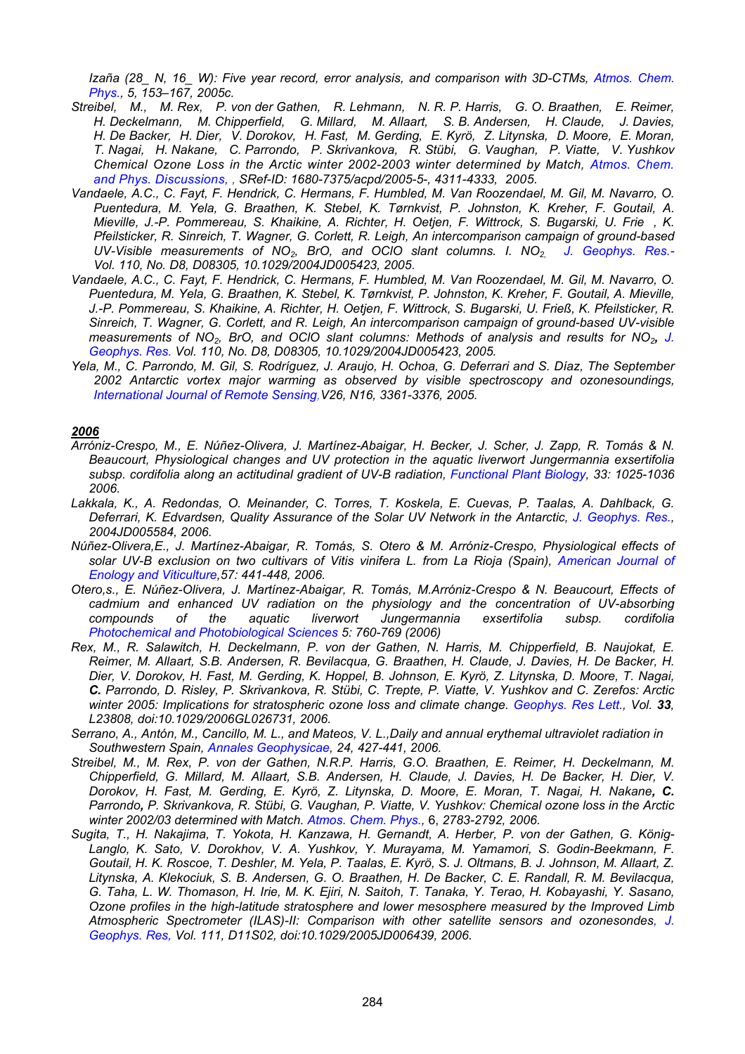*Izaña (28_ N, 16_ W): Five year record, error analysis, and comparison with 3D-CTMs, Atmos. Chem. Phys., 5, 153–167, 2005c.*

*Streibel, M., M. Rex, P. von der Gathen, R. Lehmann, N. R. P. Harris, G. O. Braathen, E. Reimer, H. Deckelmann, M. Chipperfield, G. Millard, M. Allaart, S. B. Andersen, H. Claude, J. Davies, H. De Backer, H. Dier, V. Dorokov, H. Fast, M. Gerding, E. Kyrö, Z. Litynska, D. Moore, E. Moran, T. Nagai, H. Nakane, C. Parrondo, P. Skrivankova, R. Stübi, G. Vaughan, P. Viatte, V. Yushkov Chemical Ozone Loss in the Arctic winter 2002-2003 winter determined by Match, Atmos. Chem. and Phys. Discussions, , SRef-ID: 1680-7375/acpd/2005-5-, 4311-4333, 2005.*

*Vandaele, A.C., C. Fayt, F. Hendrick, C. Hermans, F. Humbled, M. Van Roozendael, M. Gil, M. Navarro, O. Puentedura, M. Yela, G. Braathen, K. Stebel, K. Tørnkvist, P. Johnston, K. Kreher, F. Goutail, A. Mieville, J.-P. Pommereau, S. Khaikine, A. Richter, H. Oetjen, F. Wittrock, S. Bugarski, U. Frie , K. Pfeilsticker, R. Sinreich, T. Wagner, G. Corlett, R. Leigh, An intercomparison campaign of ground-based UV-Visible measurements of $NO_2$, BrO, and OClO slant columns. I. $NO_2$, J. Geophys. Res.- Vol. 110, No. D8, D08305, 10.1029/2004JD005423, 2005.*

*Vandaele, A.C., C. Fayt, F. Hendrick, C. Hermans, F. Humbled, M. Van Roozendael, M. Gil, M. Navarro, O. Puentedura, M. Yela, G. Braathen, K. Stebel, K. Tørnkvist, P. Johnston, K. Kreher, F. Goutail, A. Mieville, J.-P. Pommereau, S. Khaikine, A. Richter, H. Oetjen, F. Wittrock, S. Bugarski, U. Frieß, K. Pfeilsticker, R. Sinreich, T. Wagner, G. Corlett, and R. Leigh, An intercomparison campaign of ground-based UV-visible measurements of $NO_2$, BrO, and OClO slant columns: Methods of analysis and results for $NO_2$, J. Geophys. Res. Vol. 110, No. D8, D08305, 10.1029/2004JD005423, 2005.*

*Yela, M., C. Parrondo, M. Gil, S. Rodríguez, J. Araujo, H. Ochoa, G. Deferrari and S. Díaz, The September 2002 Antarctic vortex major warming as observed by visible spectroscopy and ozonesoundings, International Journal of Remote Sensing, V26, N16, 3361-3376, 2005.*

## *2006*

*Arróniz-Crespo, M., E. Núñez-Olivera, J. Martínez-Abaigar, H. Becker, J. Scher, J. Zapp, R. Tomás & N. Beaucourt, Physiological changes and UV protection in the aquatic liverwort Jungermannia exsertifolia subsp. cordifolia along an actitudinal gradient of UV-B radiation, Functional Plant Biology, 33: 1025-1036 2006.*

*Lakkala, K., A. Redondas, O. Meinander, C. Torres, T. Koskela, E. Cuevas, P. Taalas, A. Dahlback, G. Deferrari, K. Edvardsen, Quality Assurance of the Solar UV Network in the Antarctic, J. Geophys. Res., 2004JD005584, 2006.*

*Núñez-Olivera,E., J. Martínez-Abaigar, R. Tomás, S. Otero & M. Arróniz-Crespo, Physiological effects of solar UV-B exclusion on two cultivars of Vitis vinifera L. from La Rioja (Spain), American Journal of Enology and Viticulture,57: 441-448, 2006.*

*Otero,s., E. Núñez-Olivera, J. Martínez-Abaigar, R. Tomás, M.Arróniz-Crespo & N. Beaucourt, Effects of cadmium and enhanced UV radiation on the physiology and the concentration of UV-absorbing compounds of the aquatic liverwort Jungermannia exsertifolia subsp. cordifolia Photochemical and Photobiological Sciences 5: 760-769 (2006)*

*Rex, M., R. Salawitch, H. Deckelmann, P. von der Gathen, N. Harris, M. Chipperfield, B. Naujokat, E. Reimer, M. Allaart, S.B. Andersen, R. Bevilacqua, G. Braathen, H. Claude, J. Davies, H. De Backer, H. Dier, V. Dorokov, H. Fast, M. Gerding, K. Hoppel, B. Johnson, E. Kyrö, Z. Litynska, D. Moore, T. Nagai, **C.** Parrondo, D. Risley, P. Skrivankova, R. Stübi, C. Trepte, P. Viatte, V. Yushkov and C. Zerefos: Arctic winter 2005: Implications for stratospheric ozone loss and climate change. Geophys. Res Lett., Vol. **33**, L23808, doi:10.1029/2006GL026731, 2006.*

*Serrano, A., Antón, M., Cancillo, M. L., and Mateos, V. L.,Daily and annual erythemal ultraviolet radiation in Southwestern Spain, Annales Geophysicae, 24, 427-441, 2006.*

*Streibel, M., M. Rex, P. von der Gathen, N.R.P. Harris, G.O. Braathen, E. Reimer, H. Deckelmann, M. Chipperfield, G. Millard, M. Allaart, S.B. Andersen, H. Claude, J. Davies, H. De Backer, H. Dier, V. Dorokov, H. Fast, M. Gerding, E. Kyrö, Z. Litynska, D. Moore, E. Moran, T. Nagai, H. Nakane**, C.** Parrondo**,** P. Skrivankova, R. Stübi, G. Vaughan, P. Viatte, V. Yushkov: Chemical ozone loss in the Arctic winter 2002/03 determined with Match. Atmos. Chem. Phys., 6, 2783-2792, 2006.*

*Sugita, T., H. Nakajima, T. Yokota, H. Kanzawa, H. Gernandt, A. Herber, P. von der Gathen, G. König-Langlo, K. Sato, V. Dorokhov, V. A. Yushkov, Y. Murayama, M. Yamamori, S. Godin-Beekmann, F. Goutail, H. K. Roscoe, T. Deshler, M. Yela, P. Taalas, E. Kyrö, S. J. Oltmans, B. J. Johnson, M. Allaart, Z. Litynska, A. Klekociuk, S. B. Andersen, G. O. Braathen, H. De Backer, C. E. Randall, R. M. Bevilacqua, G. Taha, L. W. Thomason, H. Irie, M. K. Ejiri, N. Saitoh, T. Tanaka, Y. Terao, H. Kobayashi, Y. Sasano, Ozone profiles in the high-latitude stratosphere and lower mesosphere measured by the Improved Limb Atmospheric Spectrometer (ILAS)-II: Comparison with other satellite sensors and ozonesondes, J. Geophys. Res, Vol. 111, D11S02, doi:10.1029/2005JD006439, 2006.*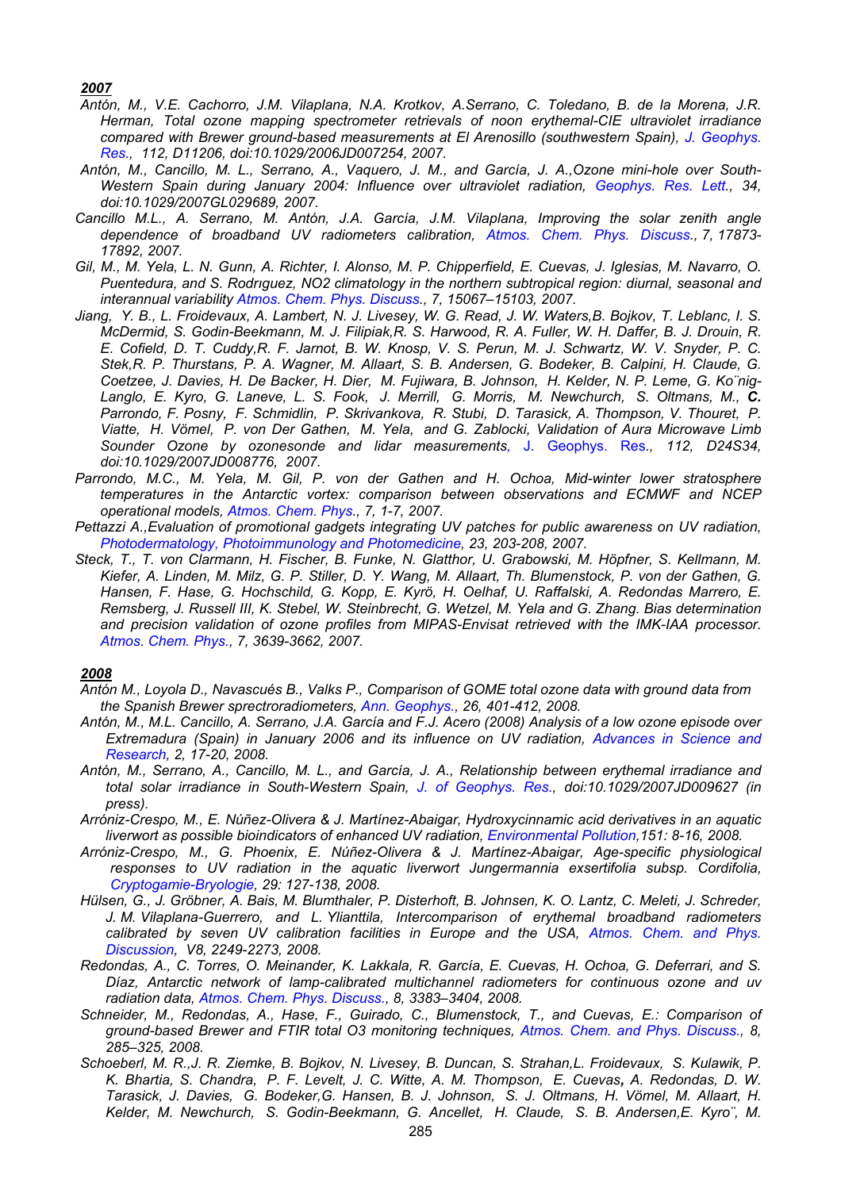***2007***

*Antón, M., V.E. Cachorro, J.M. Vilaplana, N.A. Krotkov, A.Serrano, C. Toledano, B. de la Morena, J.R. Herman, Total ozone mapping spectrometer retrievals of noon erythemal-CIE ultraviolet irradiance compared with Brewer ground-based measurements at El Arenosillo (southwestern Spain), J. Geophys. Res., 112, D11206, doi:10.1029/2006JD007254, 2007.*

*Antón, M., Cancillo, M. L., Serrano, A., Vaquero, J. M., and García, J. A.,Ozone mini-hole over South-Western Spain during January 2004: Influence over ultraviolet radiation, Geophys. Res. Lett., 34, doi:10.1029/2007GL029689, 2007.*

*Cancillo M.L., A. Serrano, M. Antón, J.A. García, J.M. Vilaplana, Improving the solar zenith angle dependence of broadband UV radiometers calibration, Atmos. Chem. Phys. Discuss., 7, 17873-17892, 2007.*

*Gil, M., M. Yela, L. N. Gunn, A. Richter, I. Alonso, M. P. Chipperfield, E. Cuevas, J. Iglesias, M. Navarro, O. Puentedura, and S. Rodrıguez, NO2 climatology in the northern subtropical region: diurnal, seasonal and interannual variability Atmos. Chem. Phys. Discuss., 7, 15067–15103, 2007.*

*Jiang, Y. B., L. Froidevaux, A. Lambert, N. J. Livesey, W. G. Read, J. W. Waters,B. Bojkov, T. Leblanc, I. S. McDermid, S. Godin-Beekmann, M. J. Filipiak,R. S. Harwood, R. A. Fuller, W. H. Daffer, B. J. Drouin, R. E. Cofield, D. T. Cuddy,R. F. Jarnot, B. W. Knosp, V. S. Perun, M. J. Schwartz, W. V. Snyder, P. C. Stek,R. P. Thurstans, P. A. Wagner, M. Allaart, S. B. Andersen, G. Bodeker, B. Calpini, H. Claude, G. Coetzee, J. Davies, H. De Backer, H. Dier, M. Fujiwara, B. Johnson, H. Kelder, N. P. Leme, G. Ko¨nig-Langlo, E. Kyro, G. Laneve, L. S. Fook, J. Merrill, G. Morris, M. Newchurch, S. Oltmans, M.,* ***C.*** *Parrondo, F. Posny, F. Schmidlin, P. Skrivankova, R. Stubi, D. Tarasick, A. Thompson, V. Thouret, P. Viatte, H. Vömel, P. von Der Gathen, M. Yela, and G. Zablocki, Validation of Aura Microwave Limb Sounder Ozone by ozonesonde and lidar measurements, J. Geophys. Res., 112, D24S34, doi:10.1029/2007JD008776, 2007.*

*Parrondo, M.C., M. Yela, M. Gil, P. von der Gathen and H. Ochoa, Mid-winter lower stratosphere temperatures in the Antarctic vortex: comparison between observations and ECMWF and NCEP operational models, Atmos. Chem. Phys., 7, 1-7, 2007.*

*Pettazzi A.,Evaluation of promotional gadgets integrating UV patches for public awareness on UV radiation, Photodermatology, Photoimmunology and Photomedicine, 23, 203-208, 2007.*

*Steck, T., T. von Clarmann, H. Fischer, B. Funke, N. Glatthor, U. Grabowski, M. Höpfner, S. Kellmann, M. Kiefer, A. Linden, M. Milz, G. P. Stiller, D. Y. Wang, M. Allaart, Th. Blumenstock, P. von der Gathen, G. Hansen, F. Hase, G. Hochschild, G. Kopp, E. Kyrö, H. Oelhaf, U. Raffalski, A. Redondas Marrero, E. Remsberg, J. Russell III, K. Stebel, W. Steinbrecht, G. Wetzel, M. Yela and G. Zhang. Bias determination and precision validation of ozone profiles from MIPAS-Envisat retrieved with the IMK-IAA processor. Atmos. Chem. Phys., 7, 3639-3662, 2007.*

***2008***

*Antón M., Loyola D., Navascués B., Valks P., Comparison of GOME total ozone data with ground data from the Spanish Brewer sprectroradiometers, Ann. Geophys., 26, 401-412, 2008.*

*Antón, M., M.L. Cancillo, A. Serrano, J.A. García and F.J. Acero (2008) Analysis of a low ozone episode over Extremadura (Spain) in January 2006 and its influence on UV radiation, Advances in Science and Research, 2, 17-20, 2008.*

*Antón, M., Serrano, A., Cancillo, M. L., and García, J. A., Relationship between erythemal irradiance and total solar irradiance in South-Western Spain, J. of Geophys. Res., doi:10.1029/2007JD009627 (in press).*

*Arróniz-Crespo, M., E. Núñez-Olivera & J. Martínez-Abaigar, Hydroxycinnamic acid derivatives in an aquatic liverwort as possible bioindicators of enhanced UV radiation, Environmental Pollution,151: 8-16, 2008.*

*Arróniz-Crespo, M., G. Phoenix, E. Núñez-Olivera & J. Martínez-Abaigar, Age-specific physiological responses to UV radiation in the aquatic liverwort Jungermannia exsertifolia subsp. Cordifolia, Cryptogamie-Bryologie, 29: 127-138, 2008.*

*Hülsen, G., J. Gröbner, A. Bais, M. Blumthaler, P. Disterhoft, B. Johnsen, K. O. Lantz, C. Meleti, J. Schreder, J. M. Vilaplana-Guerrero, and L. Ylianttila, Intercomparison of erythemal broadband radiometers calibrated by seven UV calibration facilities in Europe and the USA, Atmos. Chem. and Phys. Discussion, V8, 2249-2273, 2008.*

*Redondas, A., C. Torres, O. Meinander, K. Lakkala, R. García, E. Cuevas, H. Ochoa, G. Deferrari, and S. Díaz, Antarctic network of lamp-calibrated multichannel radiometers for continuous ozone and uv radiation data, Atmos. Chem. Phys. Discuss., 8, 3383–3404, 2008.*

*Schneider, M., Redondas, A., Hase, F., Guirado, C., Blumenstock, T., and Cuevas, E.: Comparison of ground-based Brewer and FTIR total O3 monitoring techniques, Atmos. Chem. and Phys. Discuss., 8, 285–325, 2008.*

*Schoeberl, M. R.,J. R. Ziemke, B. Bojkov, N. Livesey, B. Duncan, S. Strahan,L. Froidevaux, S. Kulawik, P. K. Bhartia, S. Chandra, P. F. Levelt, J. C. Witte, A. M. Thompson, E. Cuevas,* ***,*** *A. Redondas, D. W. Tarasick, J. Davies, G. Bodeker,G. Hansen, B. J. Johnson, S. J. Oltmans, H. Vömel, M. Allaart, H. Kelder, M. Newchurch, S. Godin-Beekmann, G. Ancellet, H. Claude, S. B. Andersen,E. Kyro¨, M.*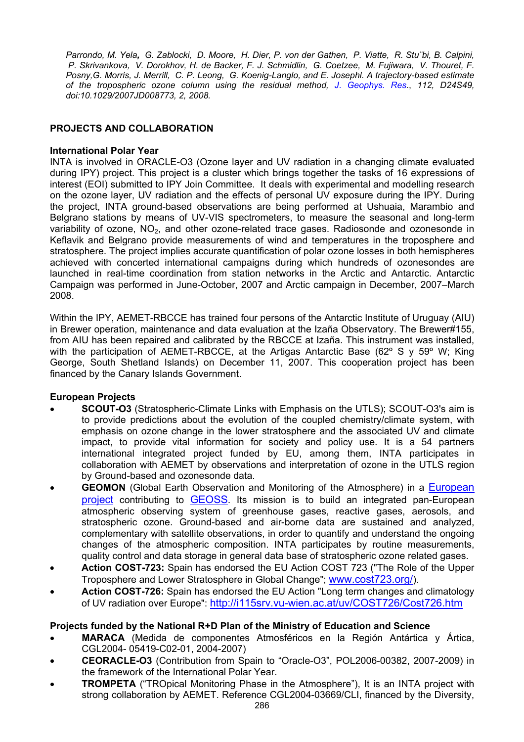*Parrondo, M. Yela, G. Zablocki, D. Moore, H. Dier, P. von der Gathen, P. Viatte, R. Stu¨bi, B. Calpini, P. Skrivankova, V. Dorokhov, H. de Backer, F. J. Schmidlin, G. Coetzee, M. Fujiwara, V. Thouret, F. Posny,G. Morris, J. Merrill, C. P. Leong, G. Koenig-Langlo, and E. Josephl. A trajectory-based estimate of the tropospheric ozone column using the residual method, J. Geophys. Res., 112, D24S49, doi:10.1029/2007JD008773, 2, 2008.*

## PROJECTS AND COLLABORATION

### International Polar Year

INTA is involved in ORACLE-O3 (Ozone layer and UV radiation in a changing climate evaluated during IPY) project. This project is a cluster which brings together the tasks of 16 expressions of interest (EOI) submitted to IPY Join Committee. It deals with experimental and modelling research on the ozone layer, UV radiation and the effects of personal UV exposure during the IPY. During the project, INTA ground-based observations are being performed at Ushuaia, Marambio and Belgrano stations by means of UV-VIS spectrometers, to measure the seasonal and long-term variability of ozone, $NO_2$, and other ozone-related trace gases. Radiosonde and ozonesonde in Keflavik and Belgrano provide measurements of wind and temperatures in the troposphere and stratosphere. The project implies accurate quantification of polar ozone losses in both hemispheres achieved with concerted international campaigns during which hundreds of ozonesondes are launched in real-time coordination from station networks in the Arctic and Antarctic. Antarctic Campaign was performed in June-October, 2007 and Arctic campaign in December, 2007–March 2008.

Within the IPY, AEMET-RBCCE has trained four persons of the Antarctic Institute of Uruguay (AIU) in Brewer operation, maintenance and data evaluation at the Izaña Observatory. The Brewer#155, from AIU has been repaired and calibrated by the RBCCE at Izaña. This instrument was installed, with the participation of AEMET-RBCCE, at the Artigas Antarctic Base (62º S y 59º W; King George, South Shetland Islands) on December 11, 2007. This cooperation project has been financed by the Canary Islands Government.

### European Projects

- **SCOUT-O3** (Stratospheric-Climate Links with Emphasis on the UTLS); SCOUT-O3's aim is to provide predictions about the evolution of the coupled chemistry/climate system, with emphasis on ozone change in the lower stratosphere and the associated UV and climate impact, to provide vital information for society and policy use. It is a 54 partners international integrated project funded by EU, among them, INTA participates in collaboration with AEMET by observations and interpretation of ozone in the UTLS region by Ground-based and ozonesonde data.
- **GEOMON** (Global Earth Observation and Monitoring of the Atmosphere) in a European project contributing to GEOSS. Its mission is to build an integrated pan-European atmospheric observing system of greenhouse gases, reactive gases, aerosols, and stratospheric ozone. Ground-based and air-borne data are sustained and analyzed, complementary with satellite observations, in order to quantify and understand the ongoing changes of the atmospheric composition. INTA participates by routine measurements, quality control and data storage in general data base of stratospheric ozone related gases.
- **Action COST-723:** Spain has endorsed the EU Action COST 723 ("The Role of the Upper Troposphere and Lower Stratosphere in Global Change"; www.cost723.org/).
- **Action COST-726:** Spain has endorsed the EU Action "Long term changes and climatology of UV radiation over Europe": http://i115srv.vu-wien.ac.at/uv/COST726/Cost726.htm

### Projects funded by the National R+D Plan of the Ministry of Education and Science

- **MARACA** (Medida de componentes Atmosféricos en la Región Antártica y Ártica, CGL2004- 05419-C02-01, 2004-2007)
- **CEORACLE-O3** (Contribution from Spain to "Oracle-O3", POL2006-00382, 2007-2009) in the framework of the International Polar Year.
- **TROMPETA** ("TROpical Monitoring Phase in the Atmosphere"), It is an INTA project with strong collaboration by AEMET. Reference CGL2004-03669/CLI, financed by the Diversity,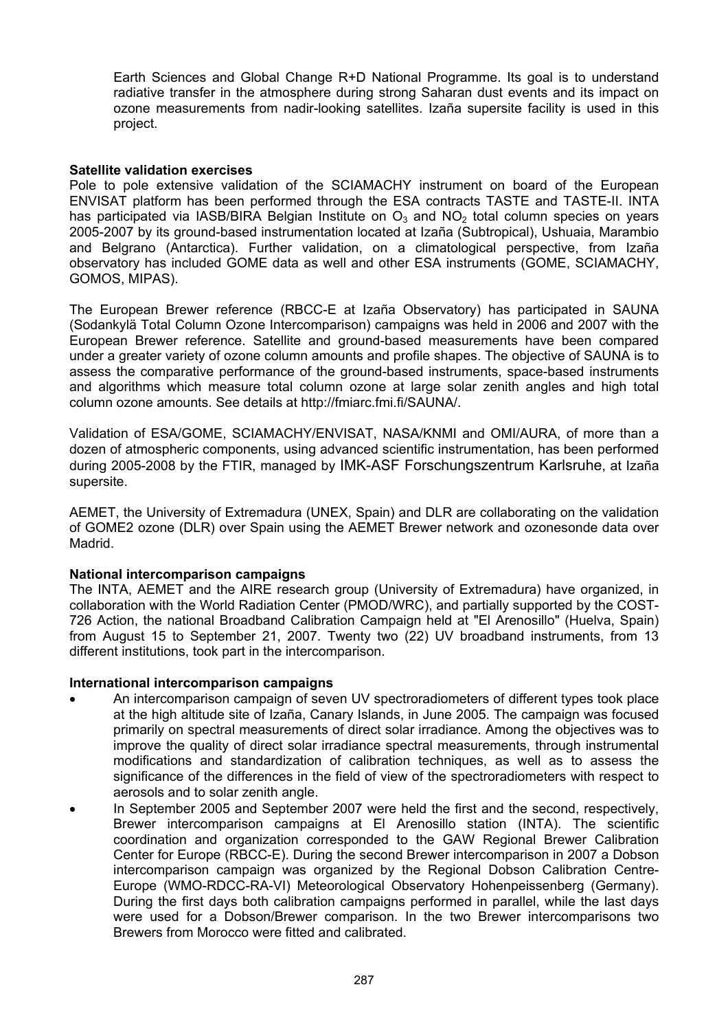Earth Sciences and Global Change R+D National Programme. Its goal is to understand radiative transfer in the atmosphere during strong Saharan dust events and its impact on ozone measurements from nadir-looking satellites. Izaña supersite facility is used in this project.

**Satellite validation exercises**

Pole to pole extensive validation of the SCIAMACHY instrument on board of the European ENVISAT platform has been performed through the ESA contracts TASTE and TASTE-II. INTA has participated via IASB/BIRA Belgian Institute on $O_3$ and $NO_2$ total column species on years 2005-2007 by its ground-based instrumentation located at Izaña (Subtropical), Ushuaia, Marambio and Belgrano (Antarctica). Further validation, on a climatological perspective, from Izaña observatory has included GOME data as well and other ESA instruments (GOME, SCIAMACHY, GOMOS, MIPAS).

The European Brewer reference (RBCC-E at Izaña Observatory) has participated in SAUNA (Sodankylä Total Column Ozone Intercomparison) campaigns was held in 2006 and 2007 with the European Brewer reference. Satellite and ground-based measurements have been compared under a greater variety of ozone column amounts and profile shapes. The objective of SAUNA is to assess the comparative performance of the ground-based instruments, space-based instruments and algorithms which measure total column ozone at large solar zenith angles and high total column ozone amounts. See details at http://fmiarc.fmi.fi/SAUNA/.

Validation of ESA/GOME, SCIAMACHY/ENVISAT, NASA/KNMI and OMI/AURA, of more than a dozen of atmospheric components, using advanced scientific instrumentation, has been performed during 2005-2008 by the FTIR, managed by IMK-ASF Forschungszentrum Karlsruhe, at Izaña supersite.

AEMET, the University of Extremadura (UNEX, Spain) and DLR are collaborating on the validation of GOME2 ozone (DLR) over Spain using the AEMET Brewer network and ozonesonde data over Madrid.

**National intercomparison campaigns**

The INTA, AEMET and the AIRE research group (University of Extremadura) have organized, in collaboration with the World Radiation Center (PMOD/WRC), and partially supported by the COST-726 Action, the national Broadband Calibration Campaign held at "El Arenosillo" (Huelva, Spain) from August 15 to September 21, 2007. Twenty two (22) UV broadband instruments, from 13 different institutions, took part in the intercomparison.

**International intercomparison campaigns**

- An intercomparison campaign of seven UV spectroradiometers of different types took place at the high altitude site of Izaña, Canary Islands, in June 2005. The campaign was focused primarily on spectral measurements of direct solar irradiance. Among the objectives was to improve the quality of direct solar irradiance spectral measurements, through instrumental modifications and standardization of calibration techniques, as well as to assess the significance of the differences in the field of view of the spectroradiometers with respect to aerosols and to solar zenith angle.
- In September 2005 and September 2007 were held the first and the second, respectively, Brewer intercomparison campaigns at El Arenosillo station (INTA). The scientific coordination and organization corresponded to the GAW Regional Brewer Calibration Center for Europe (RBCC-E). During the second Brewer intercomparison in 2007 a Dobson intercomparison campaign was organized by the Regional Dobson Calibration Centre-Europe (WMO-RDCC-RA-VI) Meteorological Observatory Hohenpeissenberg (Germany). During the first days both calibration campaigns performed in parallel, while the last days were used for a Dobson/Brewer comparison. In the two Brewer intercomparisons two Brewers from Morocco were fitted and calibrated.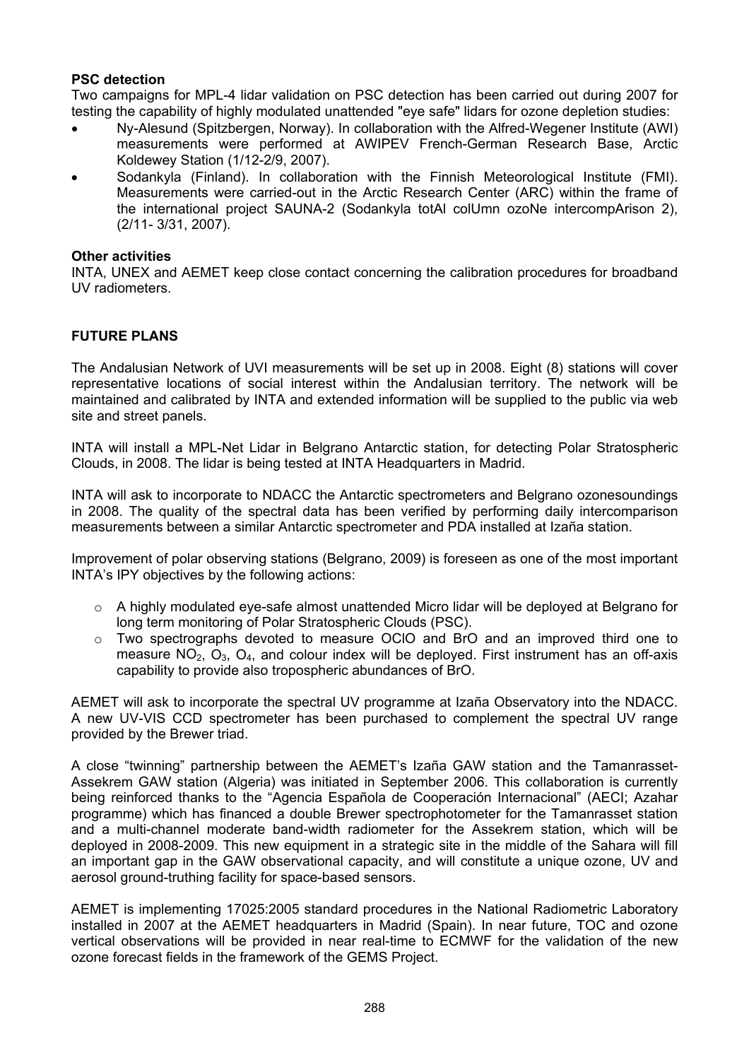**PSC detection**

Two campaigns for MPL-4 lidar validation on PSC detection has been carried out during 2007 for testing the capability of highly modulated unattended "eye safe" lidars for ozone depletion studies:

- Ny-Alesund (Spitzbergen, Norway). In collaboration with the Alfred-Wegener Institute (AWI) measurements were performed at AWIPEV French-German Research Base, Arctic Koldewey Station (1/12-2/9, 2007).
- Sodankyla (Finland). In collaboration with the Finnish Meteorological Institute (FMI). Measurements were carried-out in the Arctic Research Center (ARC) within the frame of the international project SAUNA-2 (Sodankyla totAl colUmn ozoNe intercompArison 2), (2/11- 3/31, 2007).

**Other activities**

INTA, UNEX and AEMET keep close contact concerning the calibration procedures for broadband UV radiometers.

## FUTURE PLANS

The Andalusian Network of UVI measurements will be set up in 2008. Eight (8) stations will cover representative locations of social interest within the Andalusian territory. The network will be maintained and calibrated by INTA and extended information will be supplied to the public via web site and street panels.

INTA will install a MPL-Net Lidar in Belgrano Antarctic station, for detecting Polar Stratospheric Clouds, in 2008. The lidar is being tested at INTA Headquarters in Madrid.

INTA will ask to incorporate to NDACC the Antarctic spectrometers and Belgrano ozonesoundings in 2008. The quality of the spectral data has been verified by performing daily intercomparison measurements between a similar Antarctic spectrometer and PDA installed at Izaña station.

Improvement of polar observing stations (Belgrano, 2009) is foreseen as one of the most important INTA's IPY objectives by the following actions:

- A highly modulated eye-safe almost unattended Micro lidar will be deployed at Belgrano for long term monitoring of Polar Stratospheric Clouds (PSC).
- Two spectrographs devoted to measure OClO and BrO and an improved third one to measure $NO_2$, $O_3$, $O_4$, and colour index will be deployed. First instrument has an off-axis capability to provide also tropospheric abundances of BrO.

AEMET will ask to incorporate the spectral UV programme at Izaña Observatory into the NDACC. A new UV-VIS CCD spectrometer has been purchased to complement the spectral UV range provided by the Brewer triad.

A close "twinning" partnership between the AEMET's Izaña GAW station and the Tamanrasset-Assekrem GAW station (Algeria) was initiated in September 2006. This collaboration is currently being reinforced thanks to the "Agencia Española de Cooperación Internacional" (AECI; Azahar programme) which has financed a double Brewer spectrophotometer for the Tamanrasset station and a multi-channel moderate band-width radiometer for the Assekrem station, which will be deployed in 2008-2009. This new equipment in a strategic site in the middle of the Sahara will fill an important gap in the GAW observational capacity, and will constitute a unique ozone, UV and aerosol ground-truthing facility for space-based sensors.

AEMET is implementing 17025:2005 standard procedures in the National Radiometric Laboratory installed in 2007 at the AEMET headquarters in Madrid (Spain). In near future, TOC and ozone vertical observations will be provided in near real-time to ECMWF for the validation of the new ozone forecast fields in the framework of the GEMS Project.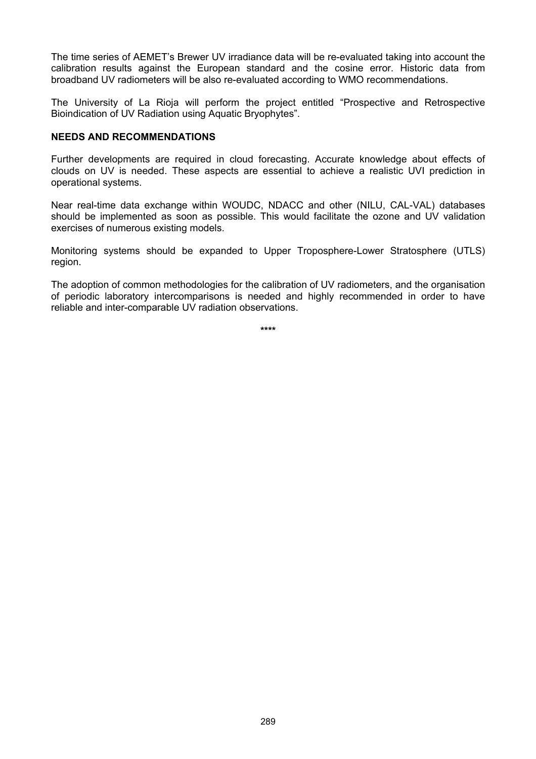The time series of AEMET's Brewer UV irradiance data will be re-evaluated taking into account the calibration results against the European standard and the cosine error. Historic data from broadband UV radiometers will be also re-evaluated according to WMO recommendations.

The University of La Rioja will perform the project entitled "Prospective and Retrospective Bioindication of UV Radiation using Aquatic Bryophytes".

## NEEDS AND RECOMMENDATIONS

Further developments are required in cloud forecasting. Accurate knowledge about effects of clouds on UV is needed. These aspects are essential to achieve a realistic UVI prediction in operational systems.

Near real-time data exchange within WOUDC, NDACC and other (NILU, CAL-VAL) databases should be implemented as soon as possible. This would facilitate the ozone and UV validation exercises of numerous existing models.

Monitoring systems should be expanded to Upper Troposphere-Lower Stratosphere (UTLS) region.

The adoption of common methodologies for the calibration of UV radiometers, and the organisation of periodic laboratory intercomparisons is needed and highly recommended in order to have reliable and inter-comparable UV radiation observations.

****